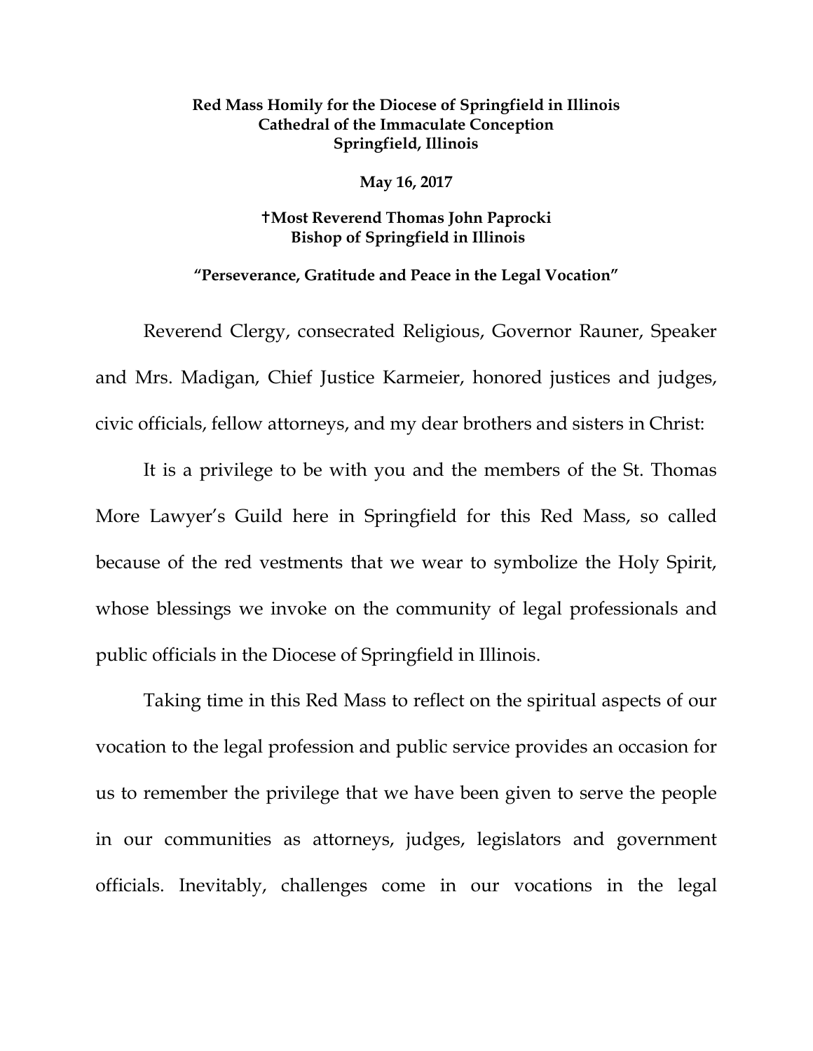**Red Mass Homily for the Diocese of Springfield in Illinois**
**Cathedral of the Immaculate Conception**
**Springfield, Illinois**

**May 16, 2017**

**†Most Reverend Thomas John Paprocki**
**Bishop of Springfield in Illinois**

**"Perseverance, Gratitude and Peace in the Legal Vocation"**

Reverend Clergy, consecrated Religious, Governor Rauner, Speaker and Mrs. Madigan, Chief Justice Karmeier, honored justices and judges, civic officials, fellow attorneys, and my dear brothers and sisters in Christ:

It is a privilege to be with you and the members of the St. Thomas More Lawyer's Guild here in Springfield for this Red Mass, so called because of the red vestments that we wear to symbolize the Holy Spirit, whose blessings we invoke on the community of legal professionals and public officials in the Diocese of Springfield in Illinois.

Taking time in this Red Mass to reflect on the spiritual aspects of our vocation to the legal profession and public service provides an occasion for us to remember the privilege that we have been given to serve the people in our communities as attorneys, judges, legislators and government officials. Inevitably, challenges come in our vocations in the legal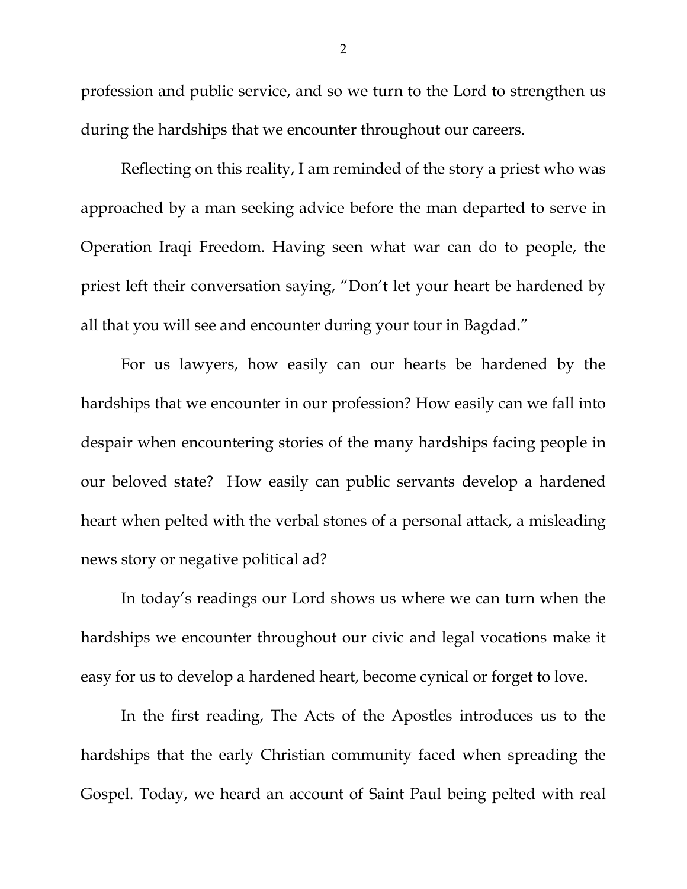profession and public service, and so we turn to the Lord to strengthen us during the hardships that we encounter throughout our careers.

Reflecting on this reality, I am reminded of the story a priest who was approached by a man seeking advice before the man departed to serve in Operation Iraqi Freedom. Having seen what war can do to people, the priest left their conversation saying, "Don't let your heart be hardened by all that you will see and encounter during your tour in Bagdad."

For us lawyers, how easily can our hearts be hardened by the hardships that we encounter in our profession? How easily can we fall into despair when encountering stories of the many hardships facing people in our beloved state? How easily can public servants develop a hardened heart when pelted with the verbal stones of a personal attack, a misleading news story or negative political ad?

In today's readings our Lord shows us where we can turn when the hardships we encounter throughout our civic and legal vocations make it easy for us to develop a hardened heart, become cynical or forget to love.

In the first reading, The Acts of the Apostles introduces us to the hardships that the early Christian community faced when spreading the Gospel. Today, we heard an account of Saint Paul being pelted with real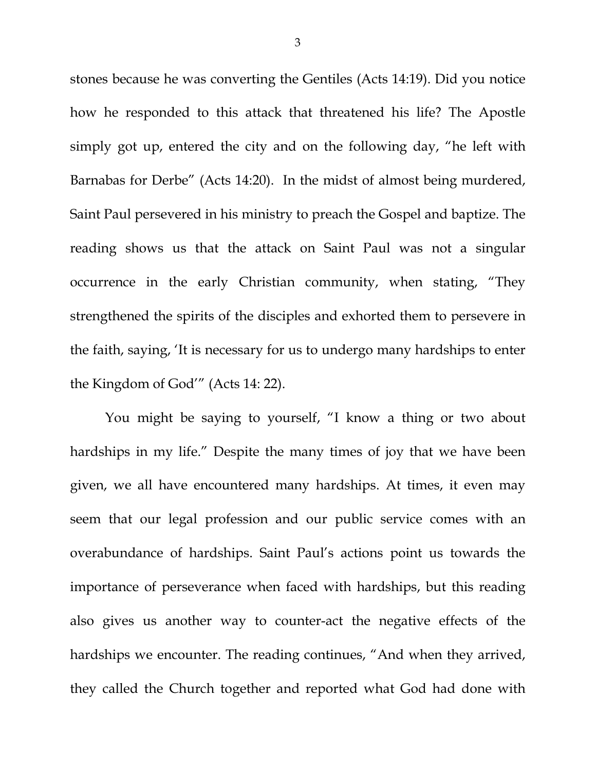stones because he was converting the Gentiles (Acts 14:19). Did you notice how he responded to this attack that threatened his life? The Apostle simply got up, entered the city and on the following day, "he left with Barnabas for Derbe" (Acts 14:20). In the midst of almost being murdered, Saint Paul persevered in his ministry to preach the Gospel and baptize. The reading shows us that the attack on Saint Paul was not a singular occurrence in the early Christian community, when stating, "They strengthened the spirits of the disciples and exhorted them to persevere in the faith, saying, 'It is necessary for us to undergo many hardships to enter the Kingdom of God'" (Acts 14: 22).

You might be saying to yourself, "I know a thing or two about hardships in my life." Despite the many times of joy that we have been given, we all have encountered many hardships. At times, it even may seem that our legal profession and our public service comes with an overabundance of hardships. Saint Paul's actions point us towards the importance of perseverance when faced with hardships, but this reading also gives us another way to counter-act the negative effects of the hardships we encounter. The reading continues, "And when they arrived, they called the Church together and reported what God had done with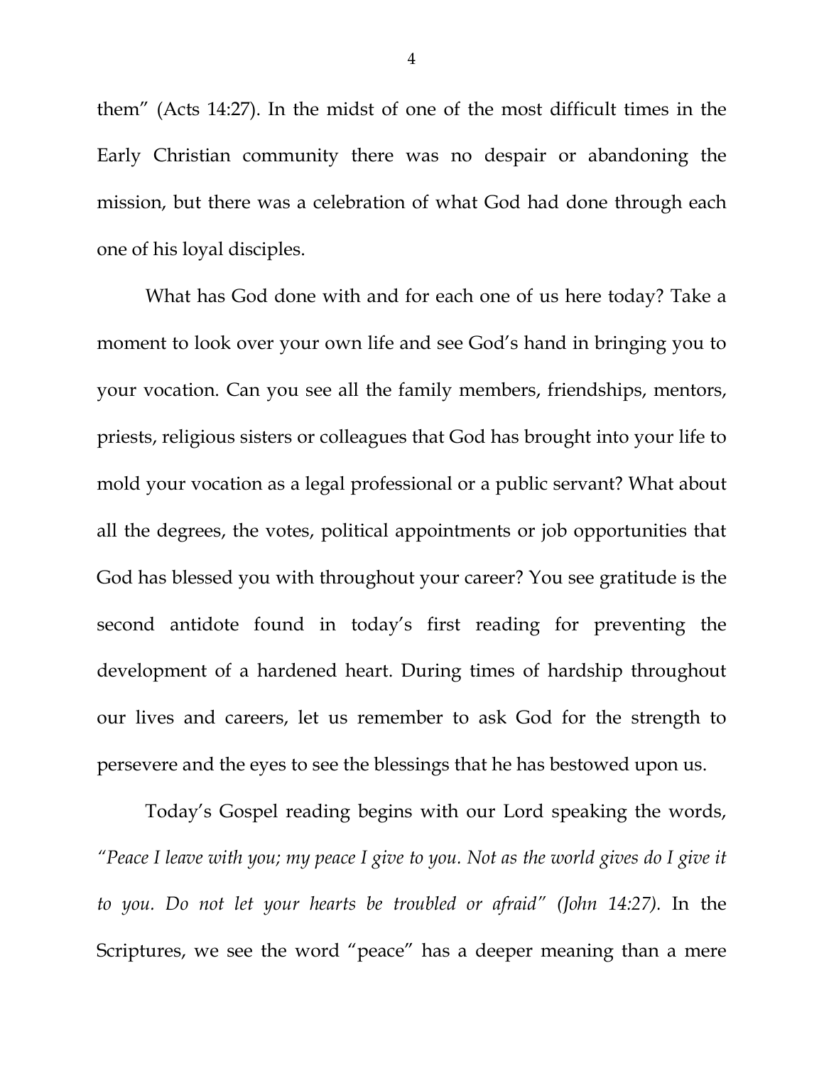them" (Acts 14:27). In the midst of one of the most difficult times in the Early Christian community there was no despair or abandoning the mission, but there was a celebration of what God had done through each one of his loyal disciples.

What has God done with and for each one of us here today? Take a moment to look over your own life and see God's hand in bringing you to your vocation. Can you see all the family members, friendships, mentors, priests, religious sisters or colleagues that God has brought into your life to mold your vocation as a legal professional or a public servant? What about all the degrees, the votes, political appointments or job opportunities that God has blessed you with throughout your career? You see gratitude is the second antidote found in today's first reading for preventing the development of a hardened heart. During times of hardship throughout our lives and careers, let us remember to ask God for the strength to persevere and the eyes to see the blessings that he has bestowed upon us.

Today's Gospel reading begins with our Lord speaking the words, *"Peace I leave with you; my peace I give to you. Not as the world gives do I give it to you. Do not let your hearts be troubled or afraid" (John 14:27).* In the Scriptures, we see the word "peace" has a deeper meaning than a mere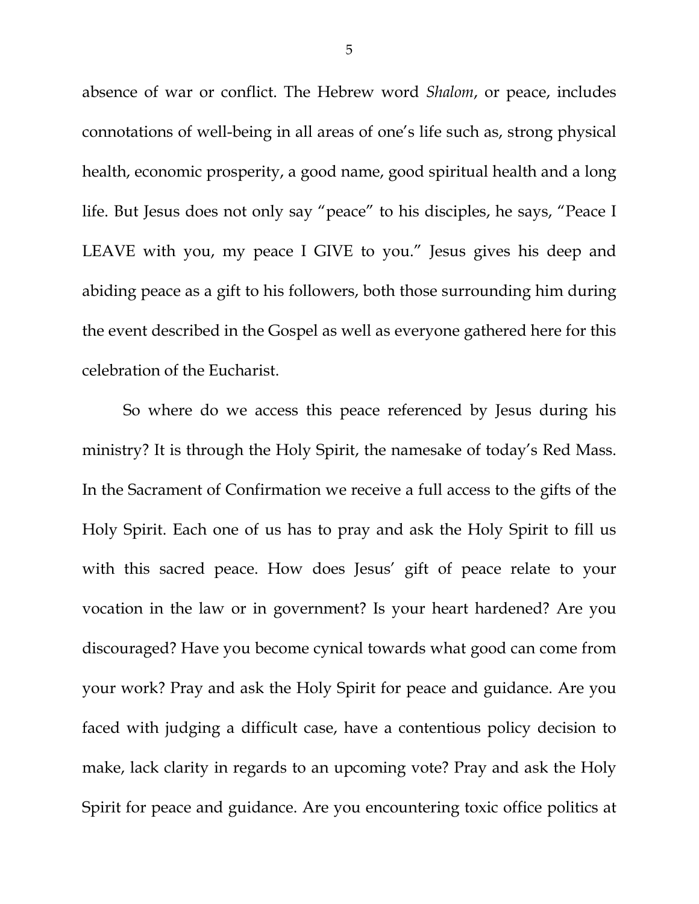absence of war or conflict. The Hebrew word *Shalom*, or peace, includes connotations of well-being in all areas of one's life such as, strong physical health, economic prosperity, a good name, good spiritual health and a long life. But Jesus does not only say "peace" to his disciples, he says, "Peace I LEAVE with you, my peace I GIVE to you." Jesus gives his deep and abiding peace as a gift to his followers, both those surrounding him during the event described in the Gospel as well as everyone gathered here for this celebration of the Eucharist.

So where do we access this peace referenced by Jesus during his ministry? It is through the Holy Spirit, the namesake of today's Red Mass. In the Sacrament of Confirmation we receive a full access to the gifts of the Holy Spirit. Each one of us has to pray and ask the Holy Spirit to fill us with this sacred peace. How does Jesus' gift of peace relate to your vocation in the law or in government? Is your heart hardened? Are you discouraged? Have you become cynical towards what good can come from your work? Pray and ask the Holy Spirit for peace and guidance. Are you faced with judging a difficult case, have a contentious policy decision to make, lack clarity in regards to an upcoming vote? Pray and ask the Holy Spirit for peace and guidance. Are you encountering toxic office politics at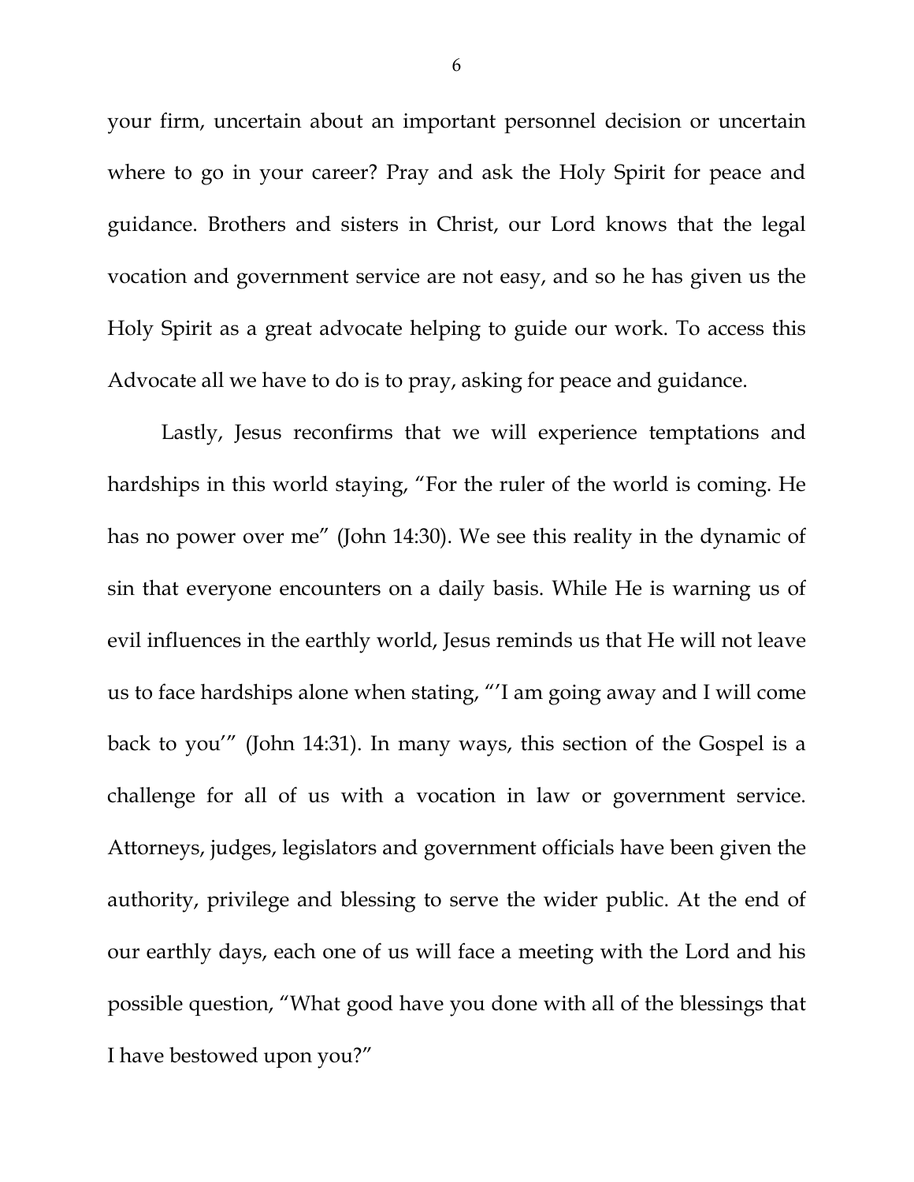your firm, uncertain about an important personnel decision or uncertain where to go in your career? Pray and ask the Holy Spirit for peace and guidance. Brothers and sisters in Christ, our Lord knows that the legal vocation and government service are not easy, and so he has given us the Holy Spirit as a great advocate helping to guide our work. To access this Advocate all we have to do is to pray, asking for peace and guidance.

Lastly, Jesus reconfirms that we will experience temptations and hardships in this world staying, "For the ruler of the world is coming. He has no power over me" (John 14:30). We see this reality in the dynamic of sin that everyone encounters on a daily basis. While He is warning us of evil influences in the earthly world, Jesus reminds us that He will not leave us to face hardships alone when stating, "'I am going away and I will come back to you'" (John 14:31). In many ways, this section of the Gospel is a challenge for all of us with a vocation in law or government service. Attorneys, judges, legislators and government officials have been given the authority, privilege and blessing to serve the wider public. At the end of our earthly days, each one of us will face a meeting with the Lord and his possible question, "What good have you done with all of the blessings that I have bestowed upon you?"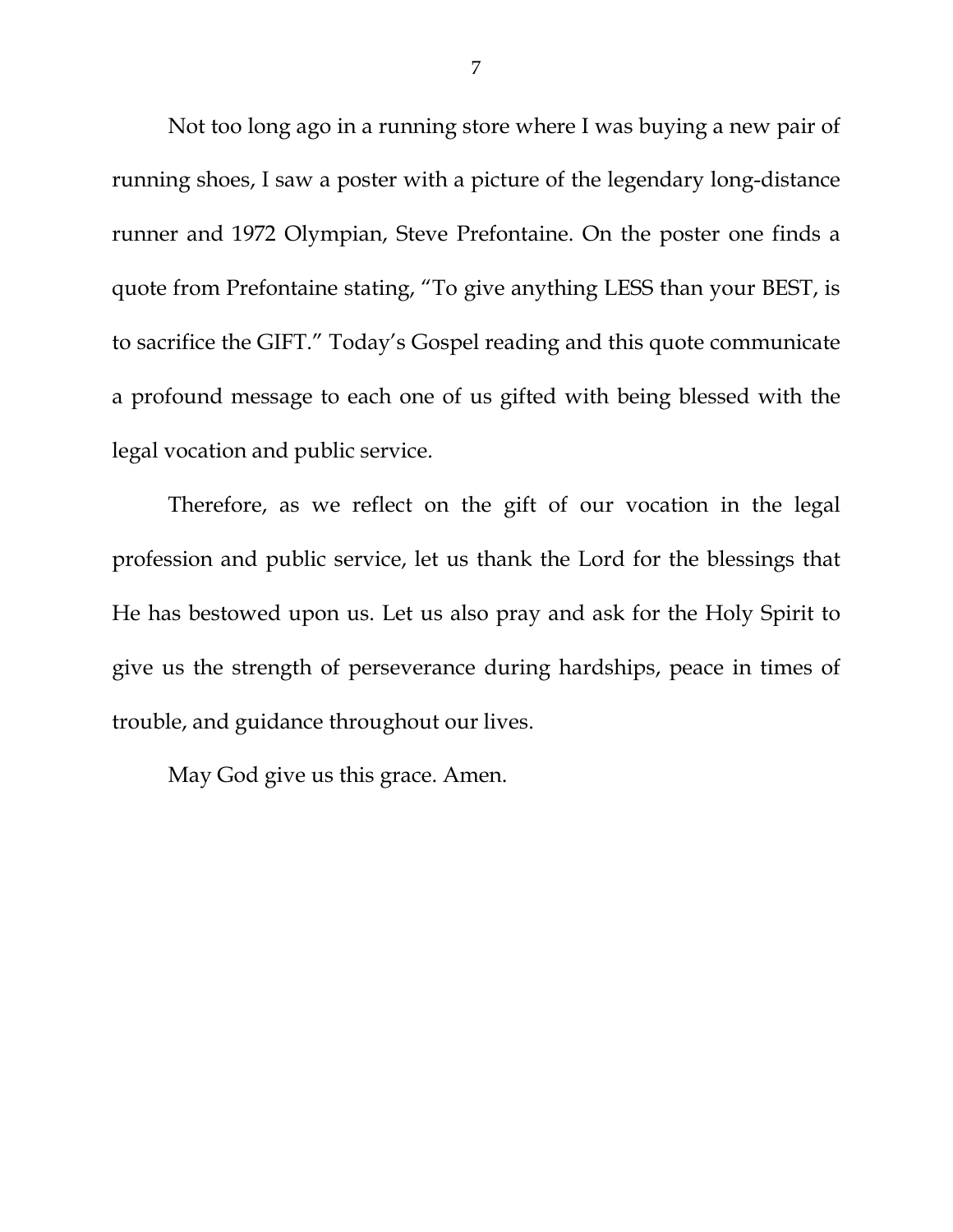Not too long ago in a running store where I was buying a new pair of running shoes, I saw a poster with a picture of the legendary long-distance runner and 1972 Olympian, Steve Prefontaine. On the poster one finds a quote from Prefontaine stating, "To give anything LESS than your BEST, is to sacrifice the GIFT." Today's Gospel reading and this quote communicate a profound message to each one of us gifted with being blessed with the legal vocation and public service.

Therefore, as we reflect on the gift of our vocation in the legal profession and public service, let us thank the Lord for the blessings that He has bestowed upon us. Let us also pray and ask for the Holy Spirit to give us the strength of perseverance during hardships, peace in times of trouble, and guidance throughout our lives.

May God give us this grace. Amen.